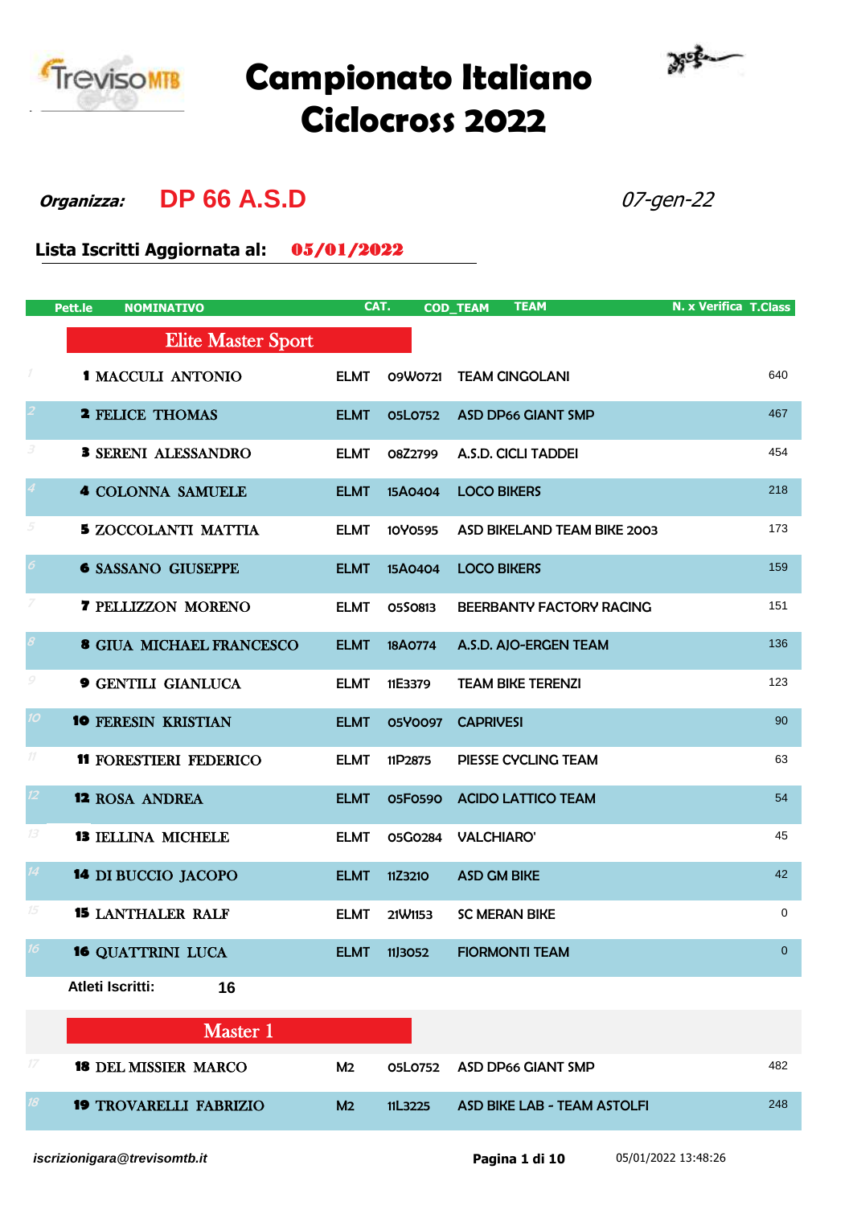# Campionato Italiano Ciclocross 2022

***Organizza:*** **DP 66 A.S.D** *07-gen-22*

**Lista Iscritti Aggiornata al:** **05/01/2022**

| | Pett.le | NOMINATIVO | CAT. | COD_TEAM | TEAM | N. x Verifica | T.Class |
|---|---|---|---|---|---|---|---|
| | | **Elite Master Sport** | | | | | |
| 1 | 1 | MACCULI ANTONIO | ELMT | 09W0721 | TEAM CINGOLANI | | 640 |
| 2 | 2 | FELICE THOMAS | ELMT | 05L0752 | ASD DP66 GIANT SMP | | 467 |
| 3 | 3 | SERENI ALESSANDRO | ELMT | 08Z2799 | A.S.D. CICLI TADDEI | | 454 |
| 4 | 4 | COLONNA SAMUELE | ELMT | 15A0404 | LOCO BIKERS | | 218 |
| 5 | 5 | ZOCCOLANTI MATTIA | ELMT | 10Y0595 | ASD BIKELAND TEAM BIKE 2003 | | 173 |
| 6 | 6 | SASSANO GIUSEPPE | ELMT | 15A0404 | LOCO BIKERS | | 159 |
| 7 | 7 | PELLIZZON MORENO | ELMT | 05S0813 | BEERBANTY FACTORY RACING | | 151 |
| 8 | 8 | GIUA MICHAEL FRANCESCO | ELMT | 18A0774 | A.S.D. AJO-ERGEN TEAM | | 136 |
| 9 | 9 | GENTILI GIANLUCA | ELMT | 11E3379 | TEAM BIKE TERENZI | | 123 |
| 10 | 10 | FERESIN KRISTIAN | ELMT | 05Y0097 | CAPRIVESI | | 90 |
| 11 | 11 | FORESTIERI FEDERICO | ELMT | 11P2875 | PIESSE CYCLING TEAM | | 63 |
| 12 | 12 | ROSA ANDREA | ELMT | 05F0590 | ACIDO LATTICO TEAM | | 54 |
| 13 | 13 | IELLINA MICHELE | ELMT | 05G0284 | VALCHIARO' | | 45 |
| 14 | 14 | DI BUCCIO JACOPO | ELMT | 11Z3210 | ASD GM BIKE | | 42 |
| 15 | 15 | LANTHALER RALF | ELMT | 21W1153 | SC MERAN BIKE | | 0 |
| 16 | 16 | QUATTRINI LUCA | ELMT | 11J3052 | FIORMONTI TEAM | | 0 |
| | | **Atleti Iscritti: 16** | | | | | |
| | | **Master 1** | | | | | |
| 17 | 18 | DEL MISSIER MARCO | M2 | 05L0752 | ASD DP66 GIANT SMP | | 482 |
| 18 | 19 | TROVARELLI FABRIZIO | M2 | 11L3225 | ASD BIKE LAB - TEAM ASTOLFI | | 248 |

*iscrizionigara@trevisomtb.it* 05/01/2022 13:48:26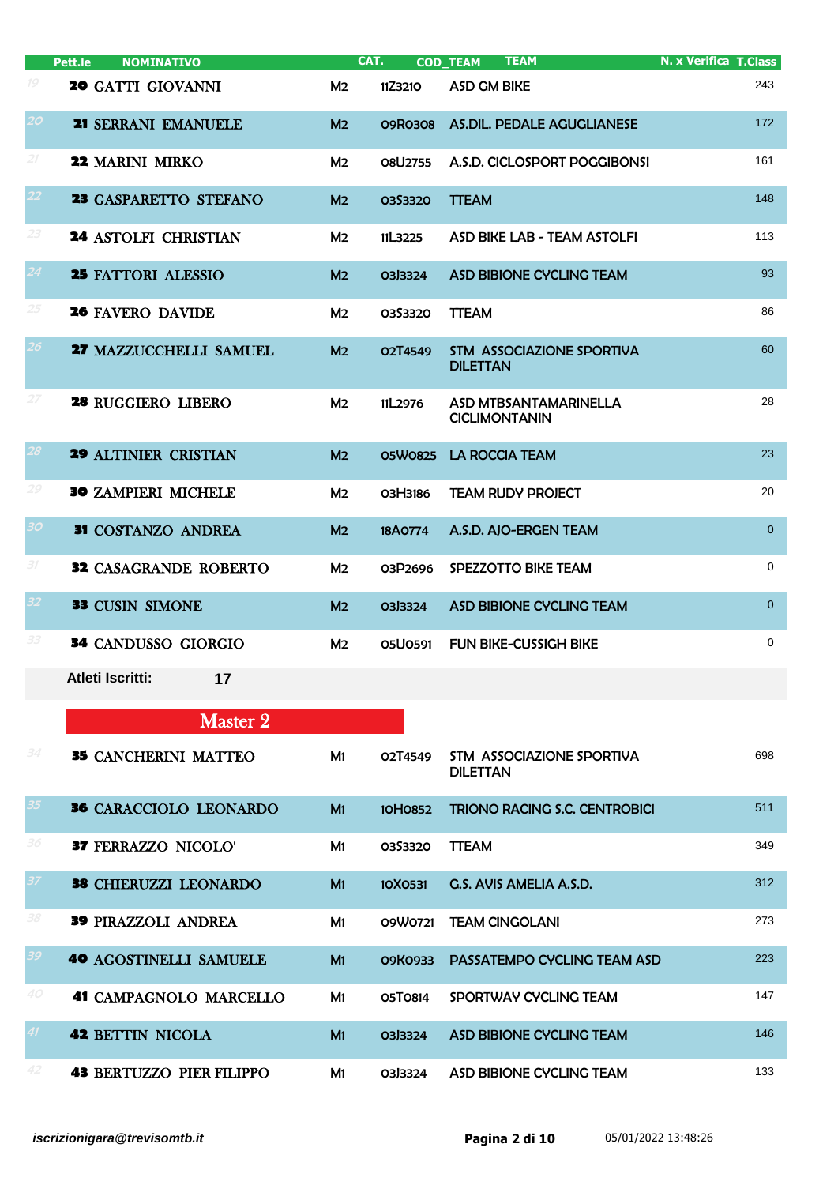| Pett.le | NOMINATIVO | CAT. | COD_TEAM | TEAM | N. x Verifica | T.Class |
|---|---|---|---|---|---|---|
| 19 | **20** GATTI GIOVANNI | M2 | 11Z3210 | ASD GM BIKE | | 243 |
| 20 | **21** SERRANI EMANUELE | M2 | 09R0308 | AS.DIL. PEDALE AGUGLIANESE | | 172 |
| 21 | **22** MARINI MIRKO | M2 | 08U2755 | A.S.D. CICLOSPORT POGGIBONSI | | 161 |
| 22 | **23** GASPARETTO STEFANO | M2 | 03S3320 | TTEAM | | 148 |
| 23 | **24** ASTOLFI CHRISTIAN | M2 | 11L3225 | ASD BIKE LAB - TEAM ASTOLFI | | 113 |
| 24 | **25** FATTORI ALESSIO | M2 | 03J3324 | ASD BIBIONE CYCLING TEAM | | 93 |
| 25 | **26** FAVERO DAVIDE | M2 | 03S3320 | TTEAM | | 86 |
| 26 | **27** MAZZUCCHELLI SAMUEL | M2 | 02T4549 | STM ASSOCIAZIONE SPORTIVA DILETTAN | | 60 |
| 27 | **28** RUGGIERO LIBERO | M2 | 11L2976 | ASD MTBSANTAMARINELLA CICLIMONTANIN | | 28 |
| 28 | **29** ALTINIER CRISTIAN | M2 | 05W0825 | LA ROCCIA TEAM | | 23 |
| 29 | **30** ZAMPIERI MICHELE | M2 | 03H3186 | TEAM RUDY PROJECT | | 20 |
| 30 | **31** COSTANZO ANDREA | M2 | 18A0774 | A.S.D. AJO-ERGEN TEAM | | 0 |
| 31 | **32** CASAGRANDE ROBERTO | M2 | 03P2696 | SPEZZOTTO BIKE TEAM | | 0 |
| 32 | **33** CUSIN SIMONE | M2 | 03J3324 | ASD BIBIONE CYCLING TEAM | | 0 |
| 33 | **34** CANDUSSO GIORGIO | M2 | 05U0591 | FUN BIKE-CUSSIGH BIKE | | 0 |

**Atleti Iscritti: 17**

## Master 2

| Pett.le | NOMINATIVO | CAT. | COD_TEAM | TEAM | N. x Verifica | T.Class |
|---|---|---|---|---|---|---|
| 34 | **35** CANCHERINI MATTEO | M1 | 02T4549 | STM ASSOCIAZIONE SPORTIVA DILETTAN | | 698 |
| 35 | **36** CARACCIOLO LEONARDO | M1 | 10H0852 | TRIONO RACING S.C. CENTROBICI | | 511 |
| 36 | **37** FERRAZZO NICOLO' | M1 | 03S3320 | TTEAM | | 349 |
| 37 | **38** CHIERUZZI LEONARDO | M1 | 10X0531 | G.S. AVIS AMELIA A.S.D. | | 312 |
| 38 | **39** PIRAZZOLI ANDREA | M1 | 09W0721 | TEAM CINGOLANI | | 273 |
| 39 | **40** AGOSTINELLI SAMUELE | M1 | 09K0933 | PASSATEMPO CYCLING TEAM ASD | | 223 |
| 40 | **41** CAMPAGNOLO MARCELLO | M1 | 05T0814 | SPORTWAY CYCLING TEAM | | 147 |
| 41 | **42** BETTIN NICOLA | M1 | 03J3324 | ASD BIBIONE CYCLING TEAM | | 146 |
| 42 | **43** BERTUZZO PIER FILIPPO | M1 | 03J3324 | ASD BIBIONE CYCLING TEAM | | 133 |

*iscrizionigara@trevisomtb.it* 05/01/2022 13:48:26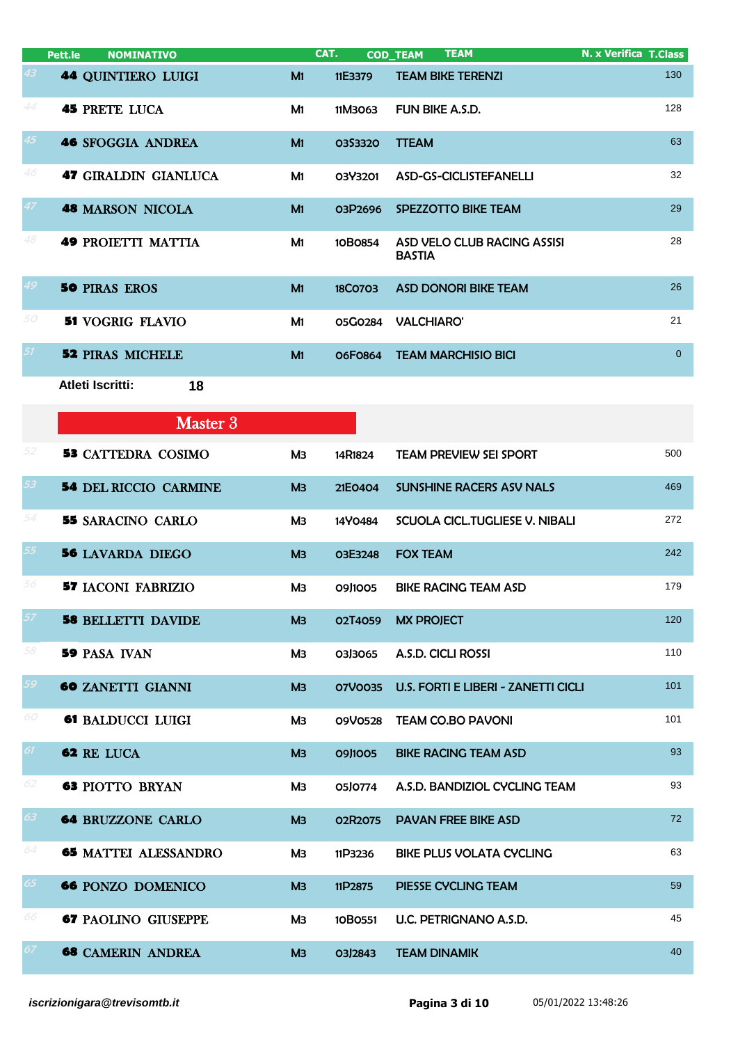| | Pett.le | NOMINATIVO | CAT. | COD_TEAM | TEAM | N. x Verifica | T.Class |
|---|---|---|---|---|---|---|---|
| 43 | 44 | QUINTIERO LUIGI | M1 | 11E3379 | TEAM BIKE TERENZI | | 130 |
| 44 | 45 | PRETE LUCA | M1 | 11M3063 | FUN BIKE A.S.D. | | 128 |
| 45 | 46 | SFOGGIA ANDREA | M1 | 03S3320 | TTEAM | | 63 |
| 46 | 47 | GIRALDIN GIANLUCA | M1 | 03Y3201 | ASD-GS-CICLISTEFANELLI | | 32 |
| 47 | 48 | MARSON NICOLA | M1 | 03P2696 | SPEZZOTTO BIKE TEAM | | 29 |
| 48 | 49 | PROIETTI MATTIA | M1 | 10B0854 | ASD VELO CLUB RACING ASSISI BASTIA | | 28 |
| 49 | 50 | PIRAS EROS | M1 | 18C0703 | ASD DONORI BIKE TEAM | | 26 |
| 50 | 51 | VOGRIG FLAVIO | M1 | 05G0284 | VALCHIARO' | | 21 |
| 51 | 52 | PIRAS MICHELE | M1 | 06F0864 | TEAM MARCHISIO BICI | | 0 |

**Atleti Iscritti:** **18**

## Master 3

| | Pett.le | NOMINATIVO | CAT. | COD_TEAM | TEAM | N. x Verifica | T.Class |
|---|---|---|---|---|---|---|---|
| 52 | 53 | CATTEDRA COSIMO | M3 | 14R1824 | TEAM PREVIEW SEI SPORT | | 500 |
| 53 | 54 | DEL RICCIO CARMINE | M3 | 21E0404 | SUNSHINE RACERS ASV NALS | | 469 |
| 54 | 55 | SARACINO CARLO | M3 | 14Y0484 | SCUOLA CICL.TUGLIESE V. NIBALI | | 272 |
| 55 | 56 | LAVARDA DIEGO | M3 | 03E3248 | FOX TEAM | | 242 |
| 56 | 57 | IACONI FABRIZIO | M3 | 09J1005 | BIKE RACING TEAM ASD | | 179 |
| 57 | 58 | BELLETTI DAVIDE | M3 | 02T4059 | MX PROJECT | | 120 |
| 58 | 59 | PASA IVAN | M3 | 03J3065 | A.S.D. CICLI ROSSI | | 110 |
| 59 | 60 | ZANETTI GIANNI | M3 | 07V0035 | U.S. FORTI E LIBERI - ZANETTI CICLI | | 101 |
| 60 | 61 | BALDUCCI LUIGI | M3 | 09V0528 | TEAM CO.BO PAVONI | | 101 |
| 61 | 62 | RE LUCA | M3 | 09J1005 | BIKE RACING TEAM ASD | | 93 |
| 62 | 63 | PIOTTO BRYAN | M3 | 05J0774 | A.S.D. BANDIZIOL CYCLING TEAM | | 93 |
| 63 | 64 | BRUZZONE CARLO | M3 | 02R2075 | PAVAN FREE BIKE ASD | | 72 |
| 64 | 65 | MATTEI ALESSANDRO | M3 | 11P3236 | BIKE PLUS VOLATA CYCLING | | 63 |
| 65 | 66 | PONZO DOMENICO | M3 | 11P2875 | PIESSE CYCLING TEAM | | 59 |
| 66 | 67 | PAOLINO GIUSEPPE | M3 | 10B0551 | U.C. PETRIGNANO A.S.D. | | 45 |
| 67 | 68 | CAMERIN ANDREA | M3 | 03J2843 | TEAM DINAMIK | | 40 |

*iscrizionigara@trevisomtb.it*

05/01/2022 13:48:26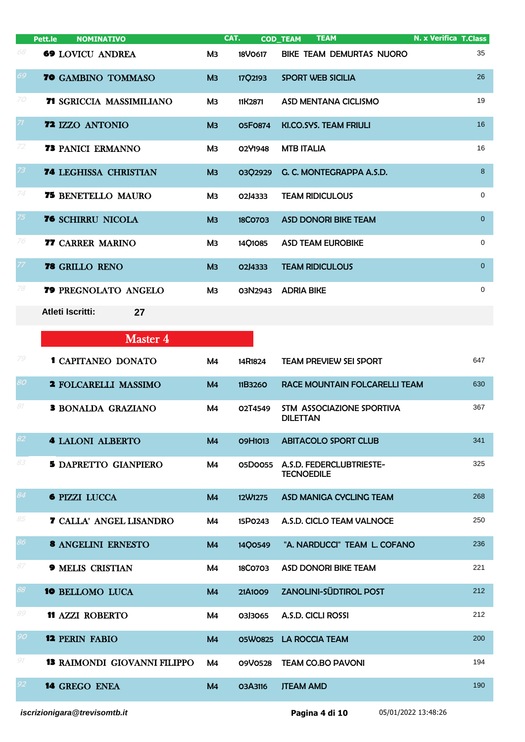| Pett.le | NOMINATIVO | CAT. | COD_TEAM | TEAM | N. x Verifica | T.Class |
|---|---|---|---|---|---|---|
| 68 | **69** LOVICU ANDREA | M3 | 18V0617 | BIKE TEAM DEMURTAS NUORO | | 35 |
| 69 | **70** GAMBINO TOMMASO | M3 | 17Q2193 | SPORT WEB SICILIA | | 26 |
| 70 | **71** SGRICCIA MASSIMILIANO | M3 | 11K2871 | ASD MENTANA CICLISMO | | 19 |
| 71 | **72** IZZO ANTONIO | M3 | 05F0874 | KI.CO.SYS. TEAM FRIULI | | 16 |
| 72 | **73** PANICI ERMANNO | M3 | 02Y1948 | MTB ITALIA | | 16 |
| 73 | **74** LEGHISSA CHRISTIAN | M3 | 03Q2929 | G. C. MONTEGRAPPA A.S.D. | | 8 |
| 74 | **75** BENETELLO MAURO | M3 | 02J4333 | TEAM RIDICULOUS | | 0 |
| 75 | **76** SCHIRRU NICOLA | M3 | 18C0703 | ASD DONORI BIKE TEAM | | 0 |
| 76 | **77** CARRER MARINO | M3 | 14Q1085 | ASD TEAM EUROBIKE | | 0 |
| 77 | **78** GRILLO RENO | M3 | 02J4333 | TEAM RIDICULOUS | | 0 |
| 78 | **79** PREGNOLATO ANGELO | M3 | 03N2943 | ADRIA BIKE | | 0 |

**Atleti Iscritti:** 27

## Master 4

| Pett.le | NOMINATIVO | CAT. | COD_TEAM | TEAM | N. x Verifica | T.Class |
|---|---|---|---|---|---|---|
| 79 | **1** CAPITANEO DONATO | M4 | 14R1824 | TEAM PREVIEW SEI SPORT | | 647 |
| 80 | **2** FOLCARELLI MASSIMO | M4 | 11B3260 | RACE MOUNTAIN FOLCARELLI TEAM | | 630 |
| 81 | **3** BONALDA GRAZIANO | M4 | 02T4549 | STM ASSOCIAZIONE SPORTIVA DILETTAN | | 367 |
| 82 | **4** LALONI ALBERTO | M4 | 09H1013 | ABITACOLO SPORT CLUB | | 341 |
| 83 | **5** DAPRETTO GIANPIERO | M4 | 05D0055 | A.S.D. FEDERCLUBTRIESTE-TECNOEDILE | | 325 |
| 84 | **6** PIZZI LUCCA | M4 | 12W1275 | ASD MANIGA CYCLING TEAM | | 268 |
| 85 | **7** CALLA' ANGEL LISANDRO | M4 | 15P0243 | A.S.D. CICLO TEAM VALNOCE | | 250 |
| 86 | **8** ANGELINI ERNESTO | M4 | 14Q0549 | "A. NARDUCCI" TEAM L. COFANO | | 236 |
| 87 | **9** MELIS CRISTIAN | M4 | 18C0703 | ASD DONORI BIKE TEAM | | 221 |
| 88 | **10** BELLOMO LUCA | M4 | 21A1009 | ZANOLINI-SÜDTIROL POST | | 212 |
| 89 | **11** AZZI ROBERTO | M4 | 03J3065 | A.S.D. CICLI ROSSI | | 212 |
| 90 | **12** PERIN FABIO | M4 | 05W0825 | LA ROCCIA TEAM | | 200 |
| 91 | **13** RAIMONDI GIOVANNI FILIPPO | M4 | 09V0528 | TEAM CO.BO PAVONI | | 194 |
| 92 | **14** GREGO ENEA | M4 | 03A3116 | JTEAM AMD | | 190 |

*iscrizionigara@trevisomtb.it* 05/01/2022 13:48:26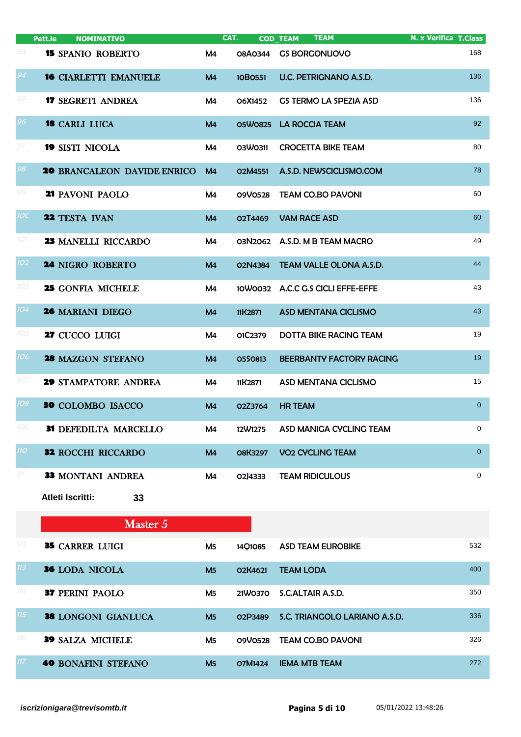| | Pett.le | NOMINATIVO | CAT. | COD_TEAM | TEAM | N. x Verifica | T.Class |
|---|---|---|---|---|---|---|---|
| 93 | 15 | SPANIO ROBERTO | M4 | 08A0344 | GS BORGONUOVO | | 168 |
| 94 | 16 | CIARLETTI EMANUELE | M4 | 10B0551 | U.C. PETRIGNANO A.S.D. | | 136 |
| 95 | 17 | SEGRETI ANDREA | M4 | 06X1452 | GS TERMO LA SPEZIA ASD | | 136 |
| 96 | 18 | CARLI LUCA | M4 | 05W0825 | LA ROCCIA TEAM | | 92 |
| 97 | 19 | SISTI NICOLA | M4 | 03W0311 | CROCETTA BIKE TEAM | | 80 |
| 98 | 20 | BRANCALEON DAVIDE ENRICO | M4 | 02M4551 | A.S.D. NEWSCICLISMO.COM | | 78 |
| 99 | 21 | PAVONI PAOLO | M4 | 09V0528 | TEAM CO.BO PAVONI | | 60 |
| 100 | 22 | TESTA IVAN | M4 | 02T4469 | VAM RACE ASD | | 60 |
| 101 | 23 | MANELLI RICCARDO | M4 | 03N2062 | A.S.D. M B TEAM MACRO | | 49 |
| 102 | 24 | NIGRO ROBERTO | M4 | 02N4384 | TEAM VALLE OLONA A.S.D. | | 44 |
| 103 | 25 | GONFIA MICHELE | M4 | 10W0032 | A.C.C G.S CICLI EFFE-EFFE | | 43 |
| 104 | 26 | MARIANI DIEGO | M4 | 11K2871 | ASD MENTANA CICLISMO | | 43 |
| 105 | 27 | CUCCO LUIGI | M4 | 01C2379 | DOTTA BIKE RACING TEAM | | 19 |
| 106 | 28 | MAZGON STEFANO | M4 | 05S0813 | BEERBANTY FACTORY RACING | | 19 |
| 107 | 29 | STAMPATORE ANDREA | M4 | 11K2871 | ASD MENTANA CICLISMO | | 15 |
| 108 | 30 | COLOMBO ISACCO | M4 | 02Z3764 | HR TEAM | | 0 |
| 109 | 31 | DEFEDILTA MARCELLO | M4 | 12W1275 | ASD MANIGA CYCLING TEAM | | 0 |
| 110 | 32 | ROCCHI RICCARDO | M4 | 08K3297 | VO2 CYCLING TEAM | | 0 |
| 111 | 33 | MONTANI ANDREA | M4 | 02J4333 | TEAM RIDICULOUS | | 0 |

**Atleti Iscritti:** 33

## Master 5

| | Pett.le | NOMINATIVO | CAT. | COD_TEAM | TEAM | N. x Verifica | T.Class |
|---|---|---|---|---|---|---|---|
| 112 | 35 | CARRER LUIGI | M5 | 14Q1085 | ASD TEAM EUROBIKE | | 532 |
| 113 | 36 | LODA NICOLA | M5 | 02K4621 | TEAM LODA | | 400 |
| 114 | 37 | PERINI PAOLO | M5 | 21W0370 | S.C.ALTAIR A.S.D. | | 350 |
| 115 | 38 | LONGONI GIANLUCA | M5 | 02P3489 | S.C. TRIANGOLO LARIANO A.S.D. | | 336 |
| 116 | 39 | SALZA MICHELE | M5 | 09V0528 | TEAM CO.BO PAVONI | | 326 |
| 117 | 40 | BONAFINI STEFANO | M5 | 07M1424 | IEMA MTB TEAM | | 272 |

*iscrizionigara@trevisomtb.it* 05/01/2022 13:48:26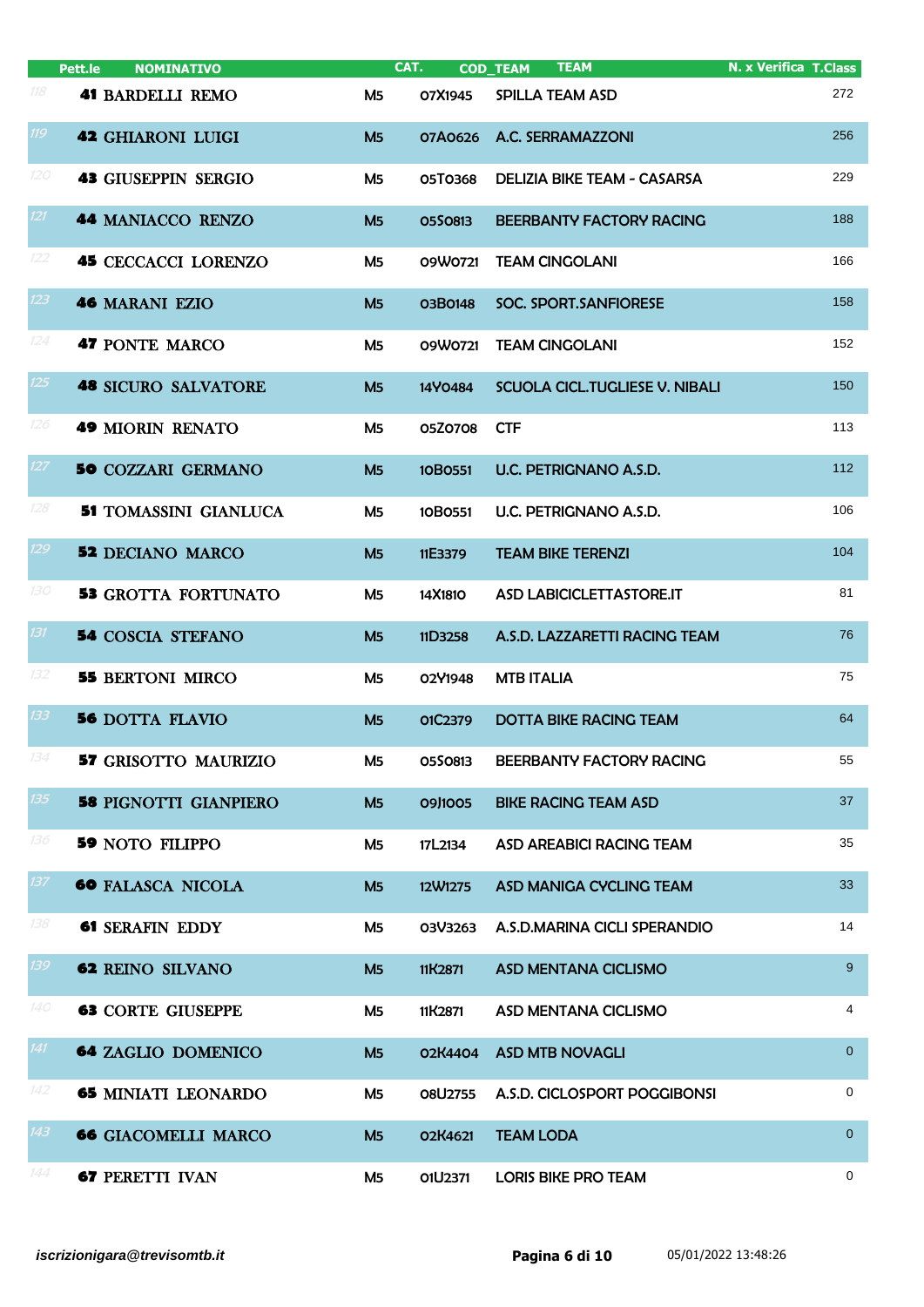| | Pett.le | NOMINATIVO | CAT. | COD_TEAM | TEAM | N. x Verifica | T.Class |
|---|---|---|---|---|---|---|---|
| 118 | 41 | BARDELLI REMO | M5 | 07X1945 | SPILLA TEAM ASD | | 272 |
| 119 | 42 | GHIARONI LUIGI | M5 | 07A0626 | A.C. SERRAMAZZONI | | 256 |
| 120 | 43 | GIUSEPPIN SERGIO | M5 | 05T0368 | DELIZIA BIKE TEAM - CASARSA | | 229 |
| 121 | 44 | MANIACCO RENZO | M5 | 05S0813 | BEERBANTY FACTORY RACING | | 188 |
| 122 | 45 | CECCACCI LORENZO | M5 | 09W0721 | TEAM CINGOLANI | | 166 |
| 123 | 46 | MARANI EZIO | M5 | 03B0148 | SOC. SPORT.SANFIORESE | | 158 |
| 124 | 47 | PONTE MARCO | M5 | 09W0721 | TEAM CINGOLANI | | 152 |
| 125 | 48 | SICURO SALVATORE | M5 | 14Y0484 | SCUOLA CICL.TUGLIESE V. NIBALI | | 150 |
| 126 | 49 | MIORIN RENATO | M5 | 05Z0708 | CTF | | 113 |
| 127 | 50 | COZZARI GERMANO | M5 | 10B0551 | U.C. PETRIGNANO A.S.D. | | 112 |
| 128 | 51 | TOMASSINI GIANLUCA | M5 | 10B0551 | U.C. PETRIGNANO A.S.D. | | 106 |
| 129 | 52 | DECIANO MARCO | M5 | 11E3379 | TEAM BIKE TERENZI | | 104 |
| 130 | 53 | GROTTA FORTUNATO | M5 | 14X1810 | ASD LABICICLETTASTORE.IT | | 81 |
| 131 | 54 | COSCIA STEFANO | M5 | 11D3258 | A.S.D. LAZZARETTI RACING TEAM | | 76 |
| 132 | 55 | BERTONI MIRCO | M5 | 02Y1948 | MTB ITALIA | | 75 |
| 133 | 56 | DOTTA FLAVIO | M5 | 01C2379 | DOTTA BIKE RACING TEAM | | 64 |
| 134 | 57 | GRISOTTO MAURIZIO | M5 | 05S0813 | BEERBANTY FACTORY RACING | | 55 |
| 135 | 58 | PIGNOTTI GIANPIERO | M5 | 09J1005 | BIKE RACING TEAM ASD | | 37 |
| 136 | 59 | NOTO FILIPPO | M5 | 17L2134 | ASD AREABICI RACING TEAM | | 35 |
| 137 | 60 | FALASCA NICOLA | M5 | 12W1275 | ASD MANIGA CYCLING TEAM | | 33 |
| 138 | 61 | SERAFIN EDDY | M5 | 03V3263 | A.S.D.MARINA CICLI SPERANDIO | | 14 |
| 139 | 62 | REINO SILVANO | M5 | 11K2871 | ASD MENTANA CICLISMO | | 9 |
| 140 | 63 | CORTE GIUSEPPE | M5 | 11K2871 | ASD MENTANA CICLISMO | | 4 |
| 141 | 64 | ZAGLIO DOMENICO | M5 | 02K4404 | ASD MTB NOVAGLI | | 0 |
| 142 | 65 | MINIATI LEONARDO | M5 | 08U2755 | A.S.D. CICLOSPORT POGGIBONSI | | 0 |
| 143 | 66 | GIACOMELLI MARCO | M5 | 02K4621 | TEAM LODA | | 0 |
| 144 | 67 | PERETTI IVAN | M5 | 01U2371 | LORIS BIKE PRO TEAM | | 0 |

*iscrizionigara@trevisomtb.it* 05/01/2022 13:48:26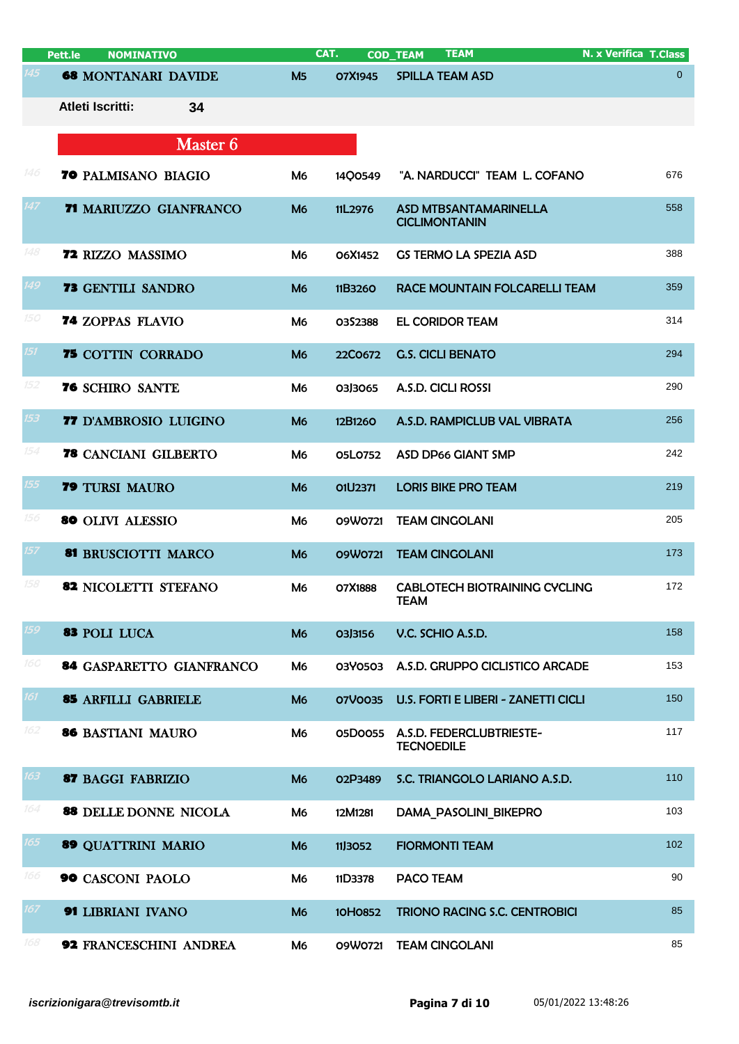| | Pett.le | NOMINATIVO | CAT. | COD_TEAM | TEAM | N. x Verifica | T.Class |
|---|---|---|---|---|---|---|---|
| 145 | 68 | MONTANARI DAVIDE | M5 | 07X1945 | SPILLA TEAM ASD | | 0 |

Atleti Iscritti: 34

## Master 6

| | Pett.le | NOMINATIVO | CAT. | COD_TEAM | TEAM | N. x Verifica | T.Class |
|---|---|---|---|---|---|---|---|
| 146 | 70 | PALMISANO BIAGIO | M6 | 14Q0549 | "A. NARDUCCI" TEAM L. COFANO | | 676 |
| 147 | 71 | MARIUZZO GIANFRANCO | M6 | 11L2976 | ASD MTBSANTAMARINELLA CICLIMONTANIN | | 558 |
| 148 | 72 | RIZZO MASSIMO | M6 | 06X1452 | GS TERMO LA SPEZIA ASD | | 388 |
| 149 | 73 | GENTILI SANDRO | M6 | 11B3260 | RACE MOUNTAIN FOLCARELLI TEAM | | 359 |
| 150 | 74 | ZOPPAS FLAVIO | M6 | 03S2388 | EL CORIDOR TEAM | | 314 |
| 151 | 75 | COTTIN CORRADO | M6 | 22C0672 | G.S. CICLI BENATO | | 294 |
| 152 | 76 | SCHIRO SANTE | M6 | 03J3065 | A.S.D. CICLI ROSSI | | 290 |
| 153 | 77 | D'AMBROSIO LUIGINO | M6 | 12B1260 | A.S.D. RAMPICLUB VAL VIBRATA | | 256 |
| 154 | 78 | CANCIANI GILBERTO | M6 | 05L0752 | ASD DP66 GIANT SMP | | 242 |
| 155 | 79 | TURSI MAURO | M6 | 01U2371 | LORIS BIKE PRO TEAM | | 219 |
| 156 | 80 | OLIVI ALESSIO | M6 | 09W0721 | TEAM CINGOLANI | | 205 |
| 157 | 81 | BRUSCIOTTI MARCO | M6 | 09W0721 | TEAM CINGOLANI | | 173 |
| 158 | 82 | NICOLETTI STEFANO | M6 | 07X1888 | CABLOTECH BIOTRAINING CYCLING TEAM | | 172 |
| 159 | 83 | POLI LUCA | M6 | 03J3156 | V.C. SCHIO A.S.D. | | 158 |
| 160 | 84 | GASPARETTO GIANFRANCO | M6 | 03Y0503 | A.S.D. GRUPPO CICLISTICO ARCADE | | 153 |
| 161 | 85 | ARFILLI GABRIELE | M6 | 07V0035 | U.S. FORTI E LIBERI - ZANETTI CICLI | | 150 |
| 162 | 86 | BASTIANI MAURO | M6 | 05D0055 | A.S.D. FEDERCLUBTRIESTE-TECNOEDILE | | 117 |
| 163 | 87 | BAGGI FABRIZIO | M6 | 02P3489 | S.C. TRIANGOLO LARIANO A.S.D. | | 110 |
| 164 | 88 | DELLE DONNE NICOLA | M6 | 12M1281 | DAMA_PASOLINI_BIKEPRO | | 103 |
| 165 | 89 | QUATTRINI MARIO | M6 | 11J3052 | FIORMONTI TEAM | | 102 |
| 166 | 90 | CASCONI PAOLO | M6 | 11D3378 | PACO TEAM | | 90 |
| 167 | 91 | LIBRIANI IVANO | M6 | 10H0852 | TRIONO RACING S.C. CENTROBICI | | 85 |
| 168 | 92 | FRANCESCHINI ANDREA | M6 | 09W0721 | TEAM CINGOLANI | | 85 |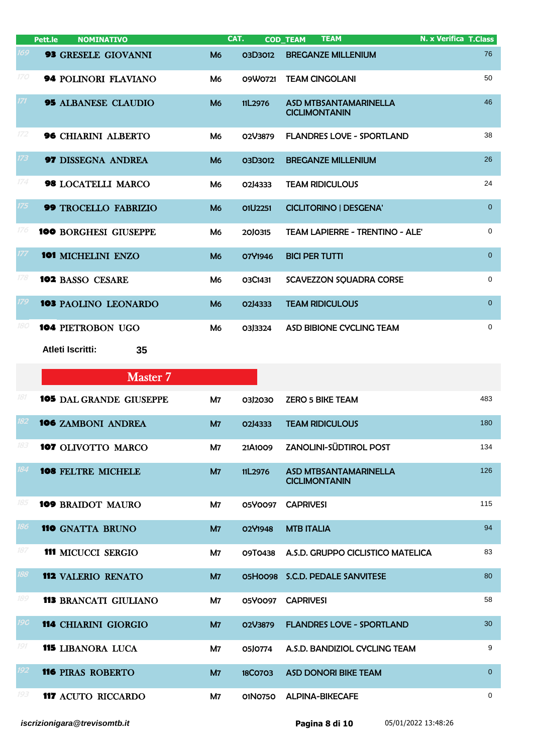| | Pett.le | NOMINATIVO | CAT. | COD_TEAM | TEAM | N. x Verifica | T.Class |
|---|---|---|---|---|---|---|---|
| 169 | 93 | GRESELE GIOVANNI | M6 | 03D3012 | BREGANZE MILLENIUM | | 76 |
| 170 | 94 | POLINORI FLAVIANO | M6 | 09W0721 | TEAM CINGOLANI | | 50 |
| 171 | 95 | ALBANESE CLAUDIO | M6 | 11L2976 | ASD MTBSANTAMARINELLA CICLIMONTANIN | | 46 |
| 172 | 96 | CHIARINI ALBERTO | M6 | 02V3879 | FLANDRES LOVE - SPORTLAND | | 38 |
| 173 | 97 | DISSEGNA ANDREA | M6 | 03D3012 | BREGANZE MILLENIUM | | 26 |
| 174 | 98 | LOCATELLI MARCO | M6 | 02J4333 | TEAM RIDICULOUS | | 24 |
| 175 | 99 | TROCELLO FABRIZIO | M6 | 01U2251 | CICLITORINO \| DESGENA' | | 0 |
| 176 | 100 | BORGHESI GIUSEPPE | M6 | 20J0315 | TEAM LAPIERRE - TRENTINO - ALE' | | 0 |
| 177 | 101 | MICHELINI ENZO | M6 | 07Y1946 | BICI PER TUTTI | | 0 |
| 178 | 102 | BASSO CESARE | M6 | 03C1431 | SCAVEZZON SQUADRA CORSE | | 0 |
| 179 | 103 | PAOLINO LEONARDO | M6 | 02J4333 | TEAM RIDICULOUS | | 0 |
| 180 | 104 | PIETROBON UGO | M6 | 03J3324 | ASD BIBIONE CYCLING TEAM | | 0 |

**Atleti Iscritti: 35**

## Master 7

| | Pett.le | NOMINATIVO | CAT. | COD_TEAM | TEAM | N. x Verifica | T.Class |
|---|---|---|---|---|---|---|---|
| 181 | 105 | DAL GRANDE GIUSEPPE | M7 | 03J2030 | ZERO 5 BIKE TEAM | | 483 |
| 182 | 106 | ZAMBONI ANDREA | M7 | 02J4333 | TEAM RIDICULOUS | | 180 |
| 183 | 107 | OLIVOTTO MARCO | M7 | 21A1009 | ZANOLINI-SÜDTIROL POST | | 134 |
| 184 | 108 | FELTRE MICHELE | M7 | 11L2976 | ASD MTBSANTAMARINELLA CICLIMONTANIN | | 126 |
| 185 | 109 | BRAIDOT MAURO | M7 | 05Y0097 | CAPRIVESI | | 115 |
| 186 | 110 | GNATTA BRUNO | M7 | 02Y1948 | MTB ITALIA | | 94 |
| 187 | 111 | MICUCCI SERGIO | M7 | 09T0438 | A.S.D. GRUPPO CICLISTICO MATELICA | | 83 |
| 188 | 112 | VALERIO RENATO | M7 | 05H0098 | S.C.D. PEDALE SANVITESE | | 80 |
| 189 | 113 | BRANCATI GIULIANO | M7 | 05Y0097 | CAPRIVESI | | 58 |
| 190 | 114 | CHIARINI GIORGIO | M7 | 02V3879 | FLANDRES LOVE - SPORTLAND | | 30 |
| 191 | 115 | LIBANORA LUCA | M7 | 05J0774 | A.S.D. BANDIZIOL CYCLING TEAM | | 9 |
| 192 | 116 | PIRAS ROBERTO | M7 | 18C0703 | ASD DONORI BIKE TEAM | | 0 |
| 193 | 117 | ACUTO RICCARDO | M7 | 01N0750 | ALPINA-BIKECAFE | | 0 |

*iscrizionigara@trevisomtb.it* 05/01/2022 13:48:26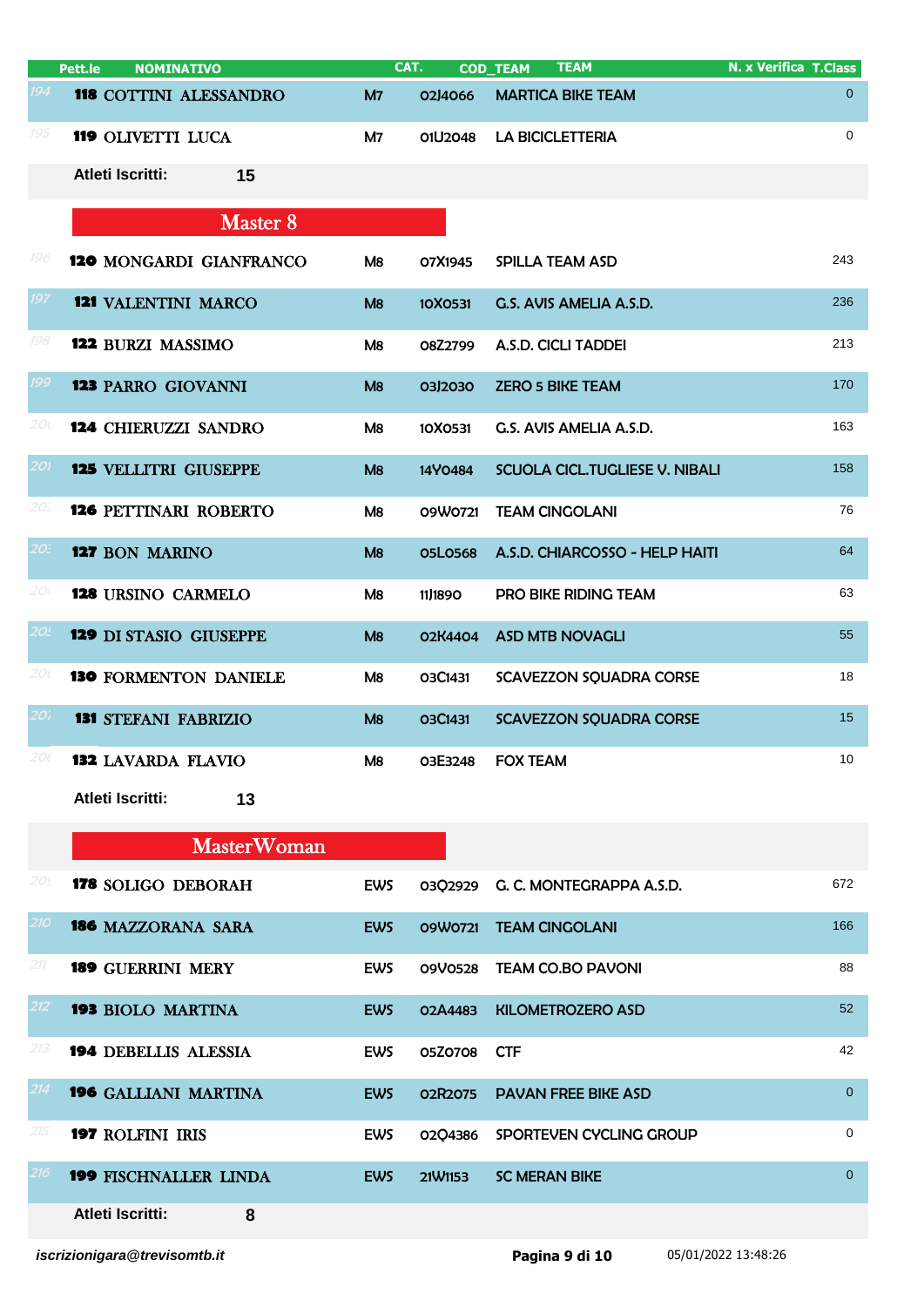| | Pett.le | NOMINATIVO | CAT. | COD_TEAM | TEAM | N. x Verifica | T.Class |
|---|---|---|---|---|---|---|---|
| 194 | 118 | COTTINI ALESSANDRO | M7 | 02J4066 | MARTICA BIKE TEAM | | 0 |
| 195 | 119 | OLIVETTI LUCA | M7 | 01U2048 | LA BICICLETTERIA | | 0 |

**Atleti Iscritti: 15**

## Master 8

| | Pett.le | NOMINATIVO | CAT. | COD_TEAM | TEAM | N. x Verifica | T.Class |
|---|---|---|---|---|---|---|---|
| 196 | 120 | MONGARDI GIANFRANCO | M8 | 07X1945 | SPILLA TEAM ASD | | 243 |
| 197 | 121 | VALENTINI MARCO | M8 | 10X0531 | G.S. AVIS AMELIA A.S.D. | | 236 |
| 198 | 122 | BURZI MASSIMO | M8 | 08Z2799 | A.S.D. CICLI TADDEI | | 213 |
| 199 | 123 | PARRO GIOVANNI | M8 | 03J2030 | ZERO 5 BIKE TEAM | | 170 |
| 200 | 124 | CHIERUZZI SANDRO | M8 | 10X0531 | G.S. AVIS AMELIA A.S.D. | | 163 |
| 201 | 125 | VELLITRI GIUSEPPE | M8 | 14Y0484 | SCUOLA CICL.TUGLIESE V. NIBALI | | 158 |
| 202 | 126 | PETTINARI ROBERTO | M8 | 09W0721 | TEAM CINGOLANI | | 76 |
| 203 | 127 | BON MARINO | M8 | 05L0568 | A.S.D. CHIARCOSSO - HELP HAITI | | 64 |
| 204 | 128 | URSINO CARMELO | M8 | 11J1890 | PRO BIKE RIDING TEAM | | 63 |
| 205 | 129 | DI STASIO GIUSEPPE | M8 | 02K4404 | ASD MTB NOVAGLI | | 55 |
| 206 | 130 | FORMENTON DANIELE | M8 | 03C1431 | SCAVEZZON SQUADRA CORSE | | 18 |
| 207 | 131 | STEFANI FABRIZIO | M8 | 03C1431 | SCAVEZZON SQUADRA CORSE | | 15 |
| 208 | 132 | LAVARDA FLAVIO | M8 | 03E3248 | FOX TEAM | | 10 |

**Atleti Iscritti: 13**

## MasterWoman

| | Pett.le | NOMINATIVO | CAT. | COD_TEAM | TEAM | N. x Verifica | T.Class |
|---|---|---|---|---|---|---|---|
| 209 | 178 | SOLIGO DEBORAH | EWS | 03Q2929 | G. C. MONTEGRAPPA A.S.D. | | 672 |
| 210 | 186 | MAZZORANA SARA | EWS | 09W0721 | TEAM CINGOLANI | | 166 |
| 211 | 189 | GUERRINI MERY | EWS | 09V0528 | TEAM CO.BO PAVONI | | 88 |
| 212 | 193 | BIOLO MARTINA | EWS | 02A4483 | KILOMETROZERO ASD | | 52 |
| 213 | 194 | DEBELLIS ALESSIA | EWS | 05Z0708 | CTF | | 42 |
| 214 | 196 | GALLIANI MARTINA | EWS | 02R2075 | PAVAN FREE BIKE ASD | | 0 |
| 215 | 197 | ROLFINI IRIS | EWS | 02Q4386 | SPORTEVEN CYCLING GROUP | | 0 |
| 216 | 199 | FISCHNALLER LINDA | EWS | 21W1153 | SC MERAN BIKE | | 0 |

**Atleti Iscritti: 8**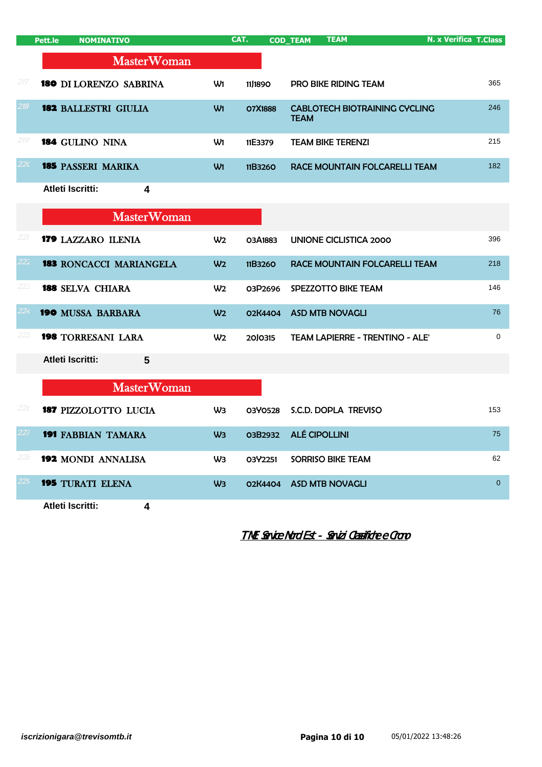| Pett.le | NOMINATIVO | CAT. | COD_TEAM | TEAM | N. x Verifica | T.Class |
|---|---|---|---|---|---|---|
| | **MasterWoman** | | | | | |
| 217 | **180** DI LORENZO SABRINA | W1 | 11J1890 | PRO BIKE RIDING TEAM | | 365 |
| 218 | **182** BALLESTRI GIULIA | W1 | 07X1888 | CABLOTECH BIOTRAINING CYCLING TEAM | | 246 |
| 219 | **184** GULINO NINA | W1 | 11E3379 | TEAM BIKE TERENZI | | 215 |
| 220 | **185** PASSERI MARIKA | W1 | 11B3260 | RACE MOUNTAIN FOLCARELLI TEAM | | 182 |
| | Atleti Iscritti: 4 | | | | | |
| | **MasterWoman** | | | | | |
| 221 | **179** LAZZARO ILENIA | W2 | 03A1883 | UNIONE CICLISTICA 2000 | | 396 |
| 222 | **183** RONCACCI MARIANGELA | W2 | 11B3260 | RACE MOUNTAIN FOLCARELLI TEAM | | 218 |
| 223 | **188** SELVA CHIARA | W2 | 03P2696 | SPEZZOTTO BIKE TEAM | | 146 |
| 224 | **190** MUSSA BARBARA | W2 | 02K4404 | ASD MTB NOVAGLI | | 76 |
| 225 | **198** TORRESANI LARA | W2 | 20J0315 | TEAM LAPIERRE - TRENTINO - ALE' | | 0 |
| | Atleti Iscritti: 5 | | | | | |
| | **MasterWoman** | | | | | |
| 226 | **187** PIZZOLOTTO LUCIA | W3 | 03Y0528 | S.C.D. DOPLA TREVISO | | 153 |
| 227 | **191** FABBIAN TAMARA | W3 | 03B2932 | ALÉ CIPOLLINI | | 75 |
| 228 | **192** MONDI ANNALISA | W3 | 03Y2251 | SORRISO BIKE TEAM | | 62 |
| 229 | **195** TURATI ELENA | W3 | 02K4404 | ASD MTB NOVAGLI | | 0 |
| | Atleti Iscritti: 4 | | | | | |

*TNE Service Nord Est - Servizi Classifiche e Crono*

*iscrizionigara@trevisomtb.it* 05/01/2022 13:48:26